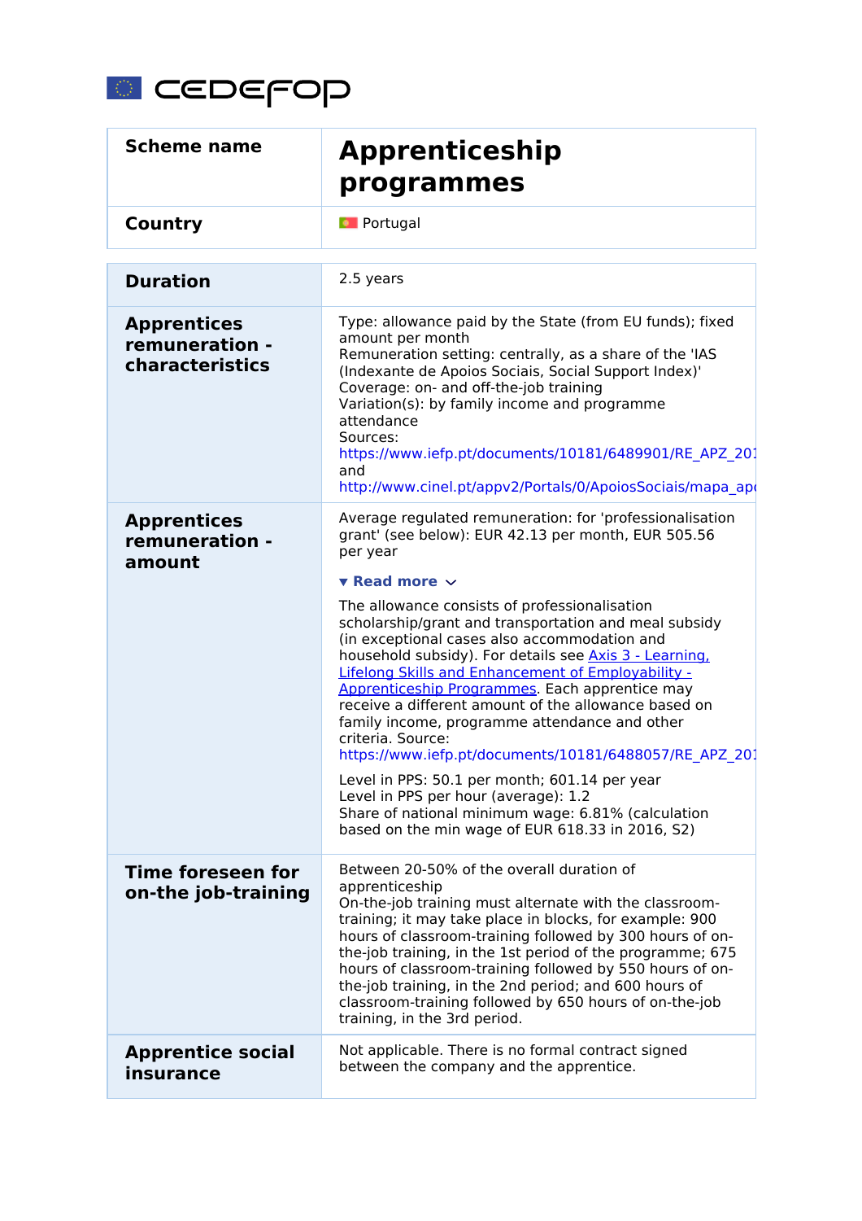cedefop

| Scheme name | Apprenticeship programmes |
|---|---|
| Country | Portugal |

| | |
|---|---|
| **Duration** | 2.5 years |
| **Apprentices remuneration - characteristics** | Type: allowance paid by the State (from EU funds); fixed amount per month<br>Remuneration setting: centrally, as a share of the 'IAS (Indexante de Apoios Sociais, Social Support Index)'<br>Coverage: on- and off-the-job training<br>Variation(s): by family income and programme attendance<br>Sources: https://www.iefp.pt/documents/10181/6489901/RE_APZ_201 and http://www.cinel.pt/appv2/Portals/0/ApoiosSociais/mapa_apo |
| **Apprentices remuneration - amount** | Average regulated remuneration: for 'professionalisation grant' (see below): EUR 42.13 per month, EUR 505.56 per year<br>▾ Read more<br>The allowance consists of professionalisation scholarship/grant and transportation and meal subsidy (in exceptional cases also accommodation and household subsidy). For details see Axis 3 - Learning, Lifelong Skills and Enhancement of Employability - Apprenticeship Programmes. Each apprentice may receive a different amount of the allowance based on family income, programme attendance and other criteria. Source: https://www.iefp.pt/documents/10181/6488057/RE_APZ_201<br>Level in PPS: 50.1 per month; 601.14 per year<br>Level in PPS per hour (average): 1.2<br>Share of national minimum wage: 6.81% (calculation based on the min wage of EUR 618.33 in 2016, S2) |
| **Time foreseen for on-the job-training** | Between 20-50% of the overall duration of apprenticeship<br>On-the-job training must alternate with the classroom-training; it may take place in blocks, for example: 900 hours of classroom-training followed by 300 hours of on-the-job training, in the 1st period of the programme; 675 hours of classroom-training followed by 550 hours of on-the-job training, in the 2nd period; and 600 hours of classroom-training followed by 650 hours of on-the-job training, in the 3rd period. |
| **Apprentice social insurance** | Not applicable. There is no formal contract signed between the company and the apprentice. |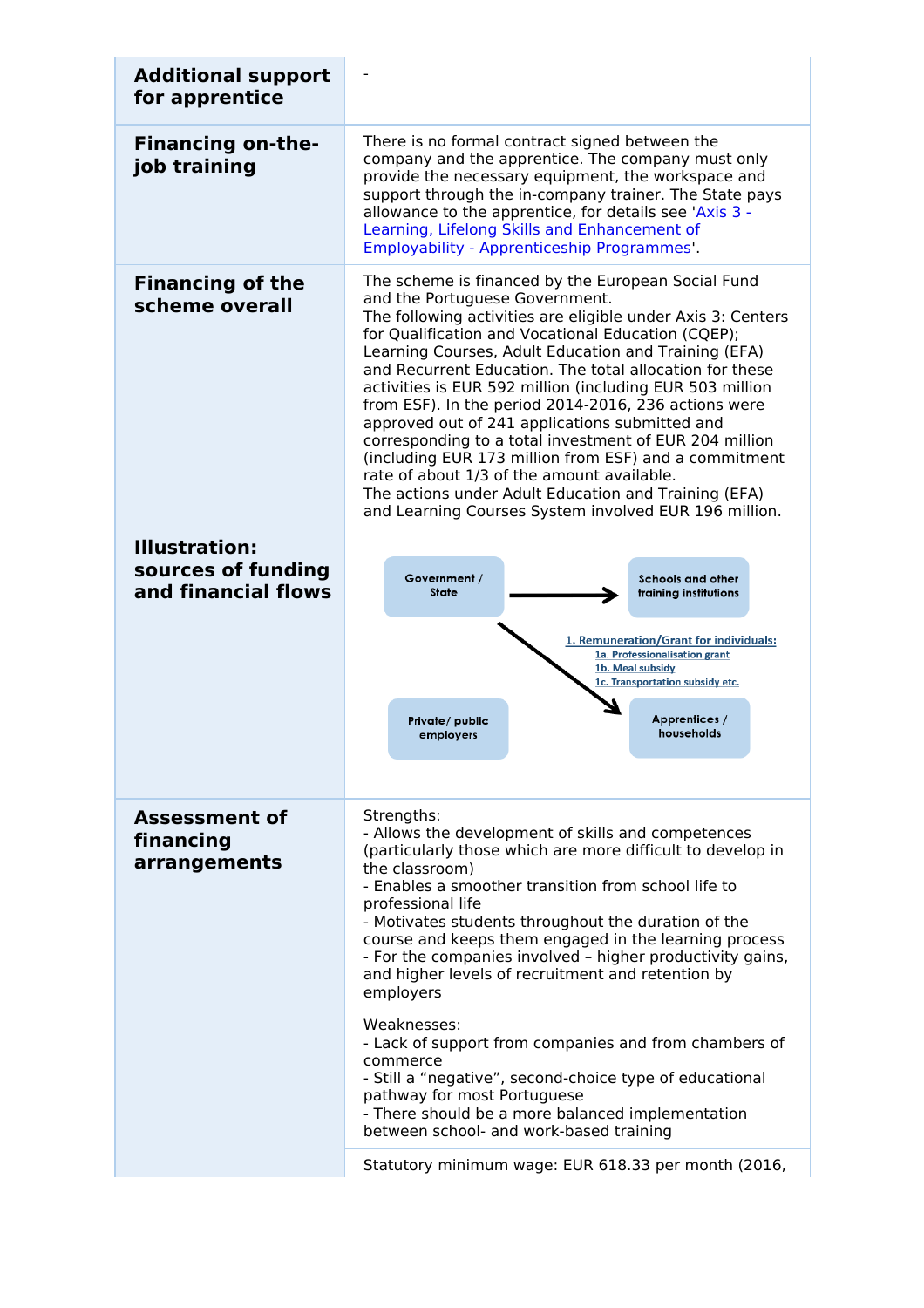| | |
|---|---|
| **Additional support for apprentice** | - |
| **Financing on-the-job training** | There is no formal contract signed between the company and the apprentice. The company must only provide the necessary equipment, the workspace and support through the in-company trainer. The State pays allowance to the apprentice, for details see 'Axis 3 - Learning, Lifelong Skills and Enhancement of Employability - Apprenticeship Programmes'. |
| **Financing of the scheme overall** | The scheme is financed by the European Social Fund and the Portuguese Government.<br>The following activities are eligible under Axis 3: Centers for Qualification and Vocational Education (CQEP); Learning Courses, Adult Education and Training (EFA) and Recurrent Education. The total allocation for these activities is EUR 592 million (including EUR 503 million from ESF). In the period 2014-2016, 236 actions were approved out of 241 applications submitted and corresponding to a total investment of EUR 204 million (including EUR 173 million from ESF) and a commitment rate of about 1/3 of the amount available.<br>The actions under Adult Education and Training (EFA) and Learning Courses System involved EUR 196 million. |
| **Illustration: sources of funding and financial flows** | Government / State → Schools and other training institutions<br>Government / State → Apprentices / households: 1. Remuneration/Grant for individuals: 1a. Professionalisation grant; 1b. Meal subsidy; 1c. Transportation subsidy etc.<br>Private/ public employers |
| **Assessment of financing arrangements** | Strengths:<br>- Allows the development of skills and competences (particularly those which are more difficult to develop in the classroom)<br>- Enables a smoother transition from school life to professional life<br>- Motivates students throughout the duration of the course and keeps them engaged in the learning process<br>- For the companies involved – higher productivity gains, and higher levels of recruitment and retention by employers<br><br>Weaknesses:<br>- Lack of support from companies and from chambers of commerce<br>- Still a "negative", second-choice type of educational pathway for most Portuguese<br>- There should be a more balanced implementation between school- and work-based training |
| | Statutory minimum wage: EUR 618.33 per month (2016, |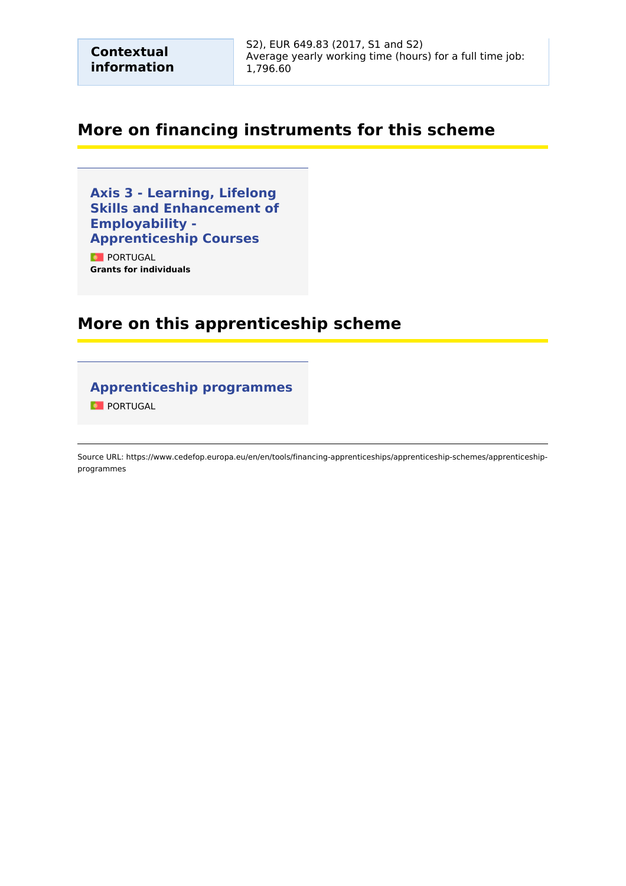| | |
|---|---|
| **Contextual information** | S2), EUR 649.83 (2017, S1 and S2)<br>Average yearly working time (hours) for a full time job: 1,796.60 |

## More on financing instruments for this scheme

### Axis 3 - Learning, Lifelong Skills and Enhancement of Employability - Apprenticeship Courses

PORTUGAL
**Grants for individuals**

## More on this apprenticeship scheme

### Apprenticeship programmes

PORTUGAL

Source URL: https://www.cedefop.europa.eu/en/en/tools/financing-apprenticeships/apprenticeship-schemes/apprenticeship-programmes